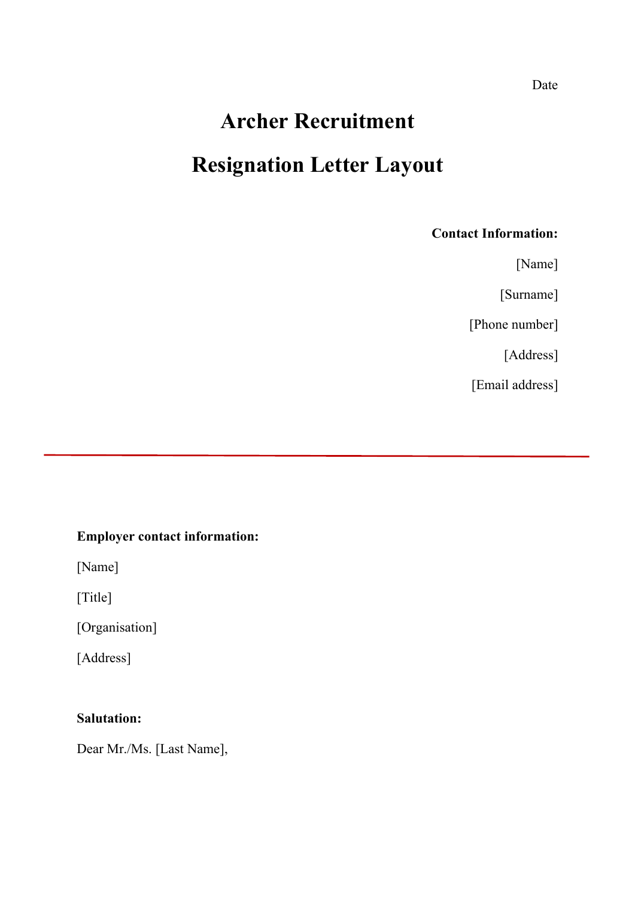Date

# Archer Recruitment

# Resignation Letter Layout

**Contact Information:**

[Name]

[Surname]

[Phone number]

[Address]

[Email address]

---

**Employer contact information:**

[Name]

[Title]

[Organisation]

[Address]

**Salutation:**

Dear Mr./Ms. [Last Name],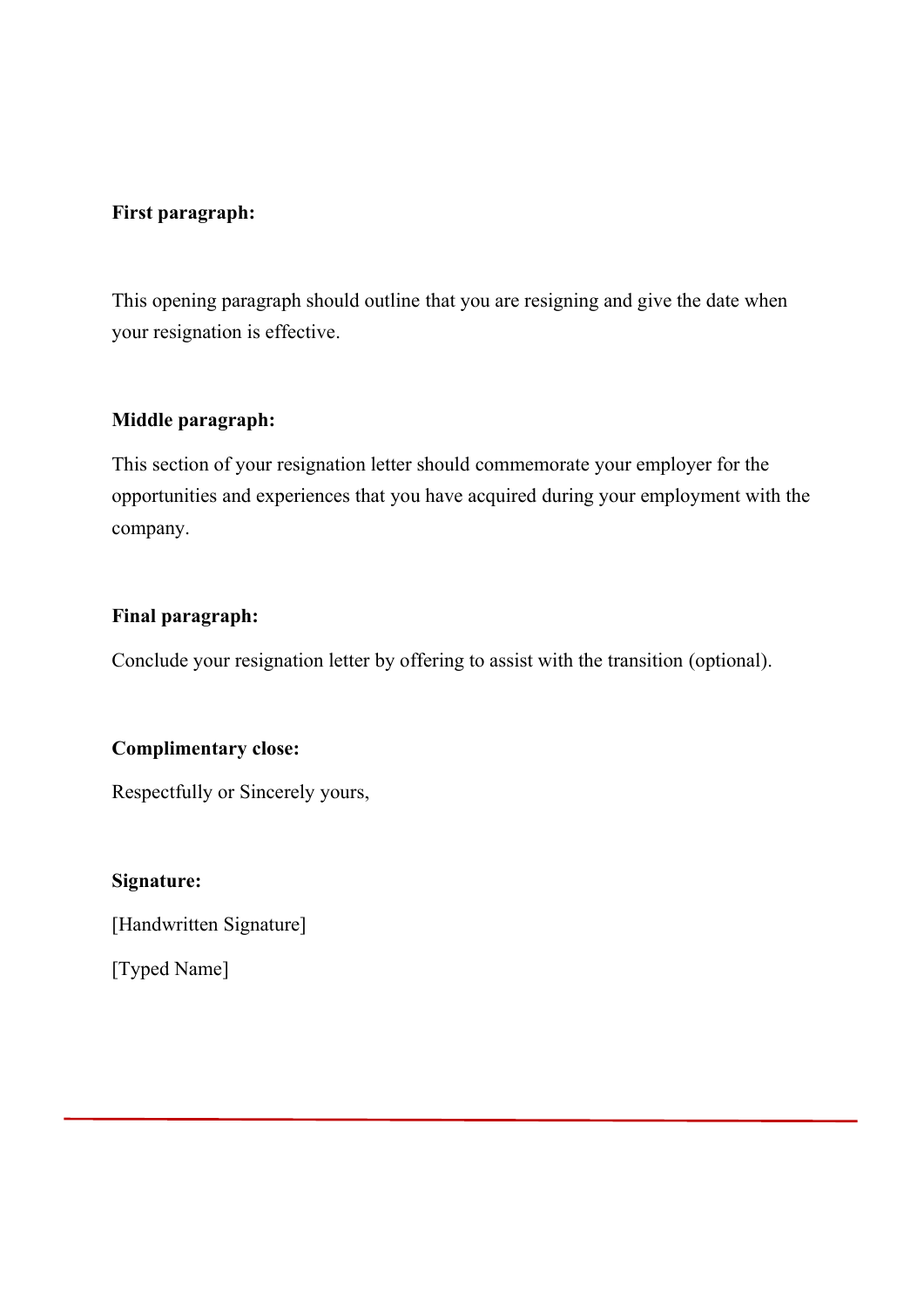**First paragraph:**

This opening paragraph should outline that you are resigning and give the date when your resignation is effective.

**Middle paragraph:**

This section of your resignation letter should commemorate your employer for the opportunities and experiences that you have acquired during your employment with the company.

**Final paragraph:**

Conclude your resignation letter by offering to assist with the transition (optional).

**Complimentary close:**

Respectfully or Sincerely yours,

**Signature:**

[Handwritten Signature]

[Typed Name]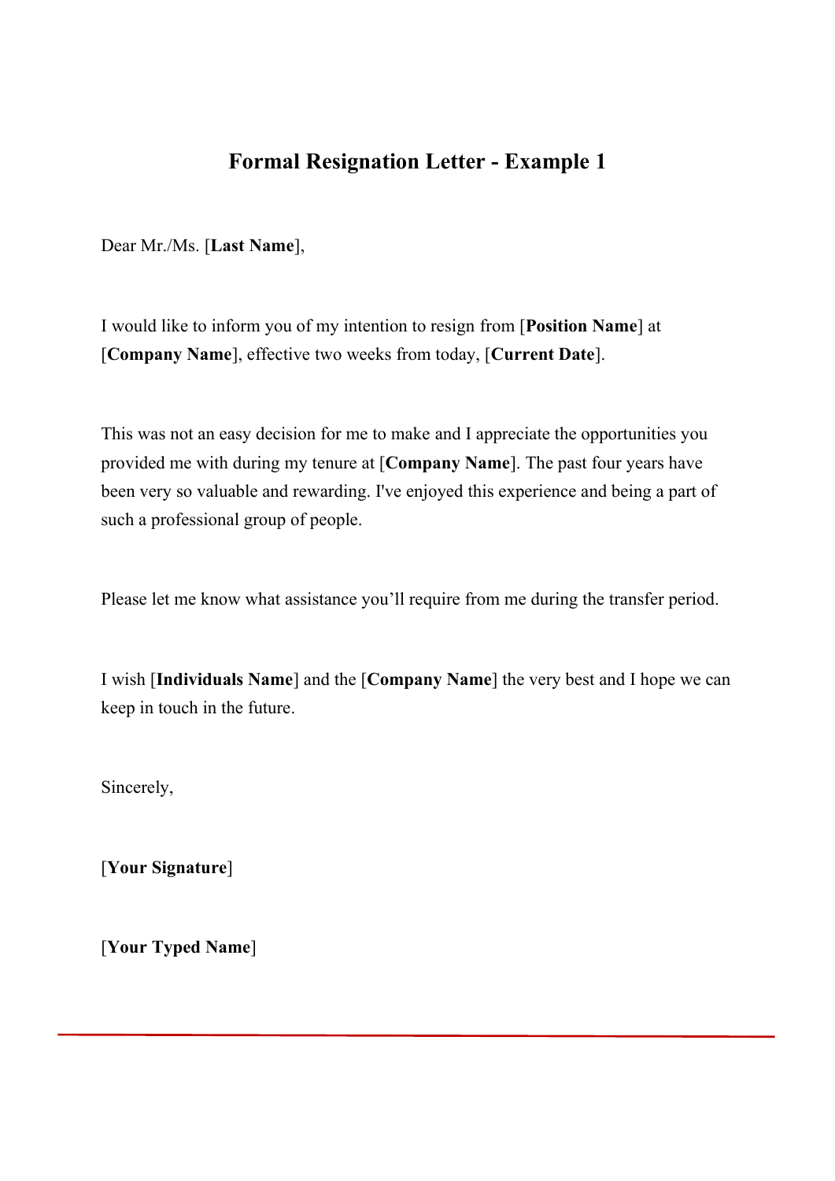# Formal Resignation Letter - Example 1

Dear Mr./Ms. [**Last Name**],

I would like to inform you of my intention to resign from [**Position Name**] at [**Company Name**], effective two weeks from today, [**Current Date**].

This was not an easy decision for me to make and I appreciate the opportunities you provided me with during my tenure at [**Company Name**]. The past four years have been very so valuable and rewarding. I've enjoyed this experience and being a part of such a professional group of people.

Please let me know what assistance you'll require from me during the transfer period.

I wish [**Individuals Name**] and the [**Company Name**] the very best and I hope we can keep in touch in the future.

Sincerely,

[**Your Signature**]

[**Your Typed Name**]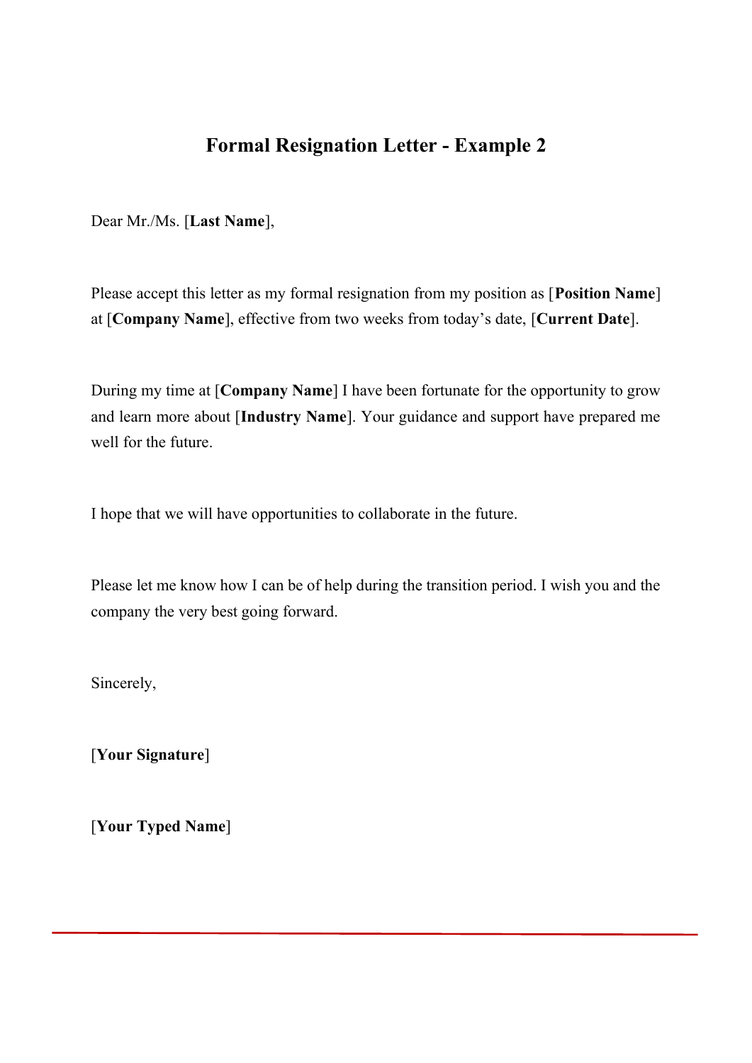# Formal Resignation Letter - Example 2

Dear Mr./Ms. [**Last Name**],

Please accept this letter as my formal resignation from my position as [**Position Name**] at [**Company Name**], effective from two weeks from today's date, [**Current Date**].

During my time at [**Company Name**] I have been fortunate for the opportunity to grow and learn more about [**Industry Name**]. Your guidance and support have prepared me well for the future.

I hope that we will have opportunities to collaborate in the future.

Please let me know how I can be of help during the transition period. I wish you and the company the very best going forward.

Sincerely,

[**Your Signature**]

[**Your Typed Name**]